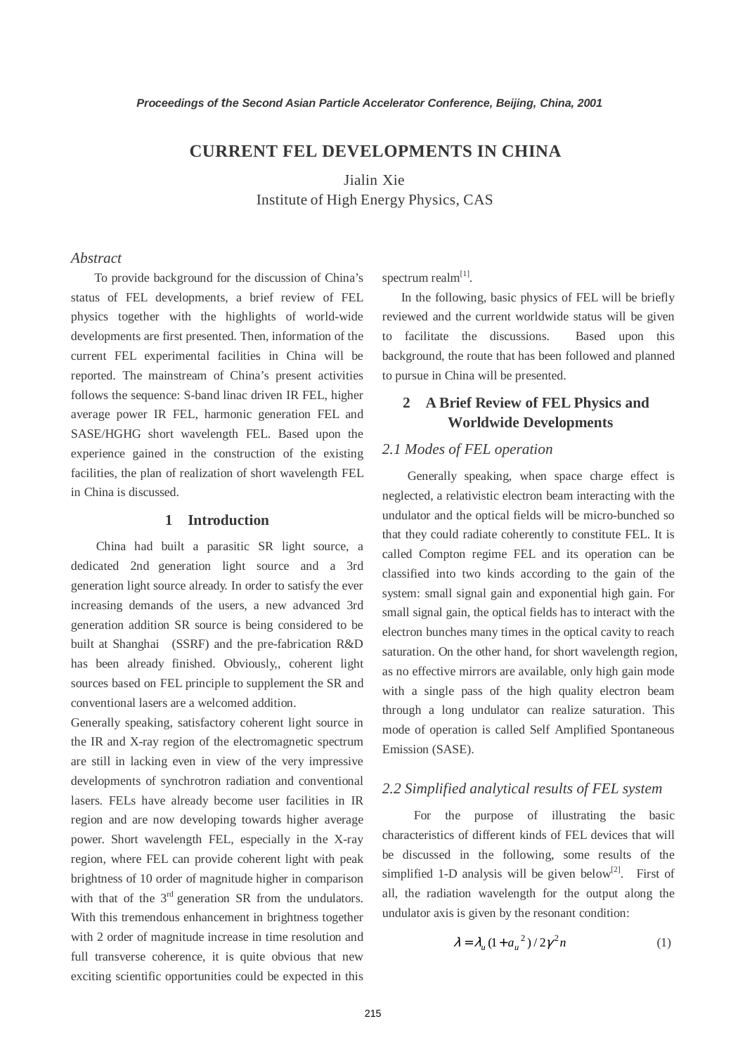# CURRENT FEL DEVELOPMENTS IN CHINA

Jialin Xie
Institute of High Energy Physics, CAS

*Abstract*

To provide background for the discussion of China's status of FEL developments, a brief review of FEL physics together with the highlights of world-wide developments are first presented. Then, information of the current FEL experimental facilities in China will be reported. The mainstream of China's present activities follows the sequence: S-band linac driven IR FEL, higher average power IR FEL, harmonic generation FEL and SASE/HGHG short wavelength FEL. Based upon the experience gained in the construction of the existing facilities, the plan of realization of short wavelength FEL in China is discussed.

## 1 Introduction

China had built a parasitic SR light source, a dedicated 2nd generation light source and a 3rd generation light source already. In order to satisfy the ever increasing demands of the users, a new advanced 3rd generation addition SR source is being considered to be built at Shanghai (SSRF) and the pre-fabrication R&D has been already finished. Obviously,, coherent light sources based on FEL principle to supplement the SR and conventional lasers are a welcomed addition.

Generally speaking, satisfactory coherent light source in the IR and X-ray region of the electromagnetic spectrum are still in lacking even in view of the very impressive developments of synchrotron radiation and conventional lasers. FELs have already become user facilities in IR region and are now developing towards higher average power. Short wavelength FEL, especially in the X-ray region, where FEL can provide coherent light with peak brightness of 10 order of magnitude higher in comparison with that of the 3rd generation SR from the undulators. With this tremendous enhancement in brightness together with 2 order of magnitude increase in time resolution and full transverse coherence, it is quite obvious that new exciting scientific opportunities could be expected in this spectrum realm[1].

In the following, basic physics of FEL will be briefly reviewed and the current worldwide status will be given to facilitate the discussions. Based upon this background, the route that has been followed and planned to pursue in China will be presented.

## 2 A Brief Review of FEL Physics and Worldwide Developments

### *2.1 Modes of FEL operation*

Generally speaking, when space charge effect is neglected, a relativistic electron beam interacting with the undulator and the optical fields will be micro-bunched so that they could radiate coherently to constitute FEL. It is called Compton regime FEL and its operation can be classified into two kinds according to the gain of the system: small signal gain and exponential high gain. For small signal gain, the optical fields has to interact with the electron bunches many times in the optical cavity to reach saturation. On the other hand, for short wavelength region, as no effective mirrors are available, only high gain mode with a single pass of the high quality electron beam through a long undulator can realize saturation. This mode of operation is called Self Amplified Spontaneous Emission (SASE).

### *2.2 Simplified analytical results of FEL system*

For the purpose of illustrating the basic characteristics of different kinds of FEL devices that will be discussed in the following, some results of the simplified 1-D analysis will be given below[2]. First of all, the radiation wavelength for the output along the undulator axis is given by the resonant condition:

$$\lambda = \lambda_u (1 + a_u{}^2) / 2\gamma^2 n \qquad (1)$$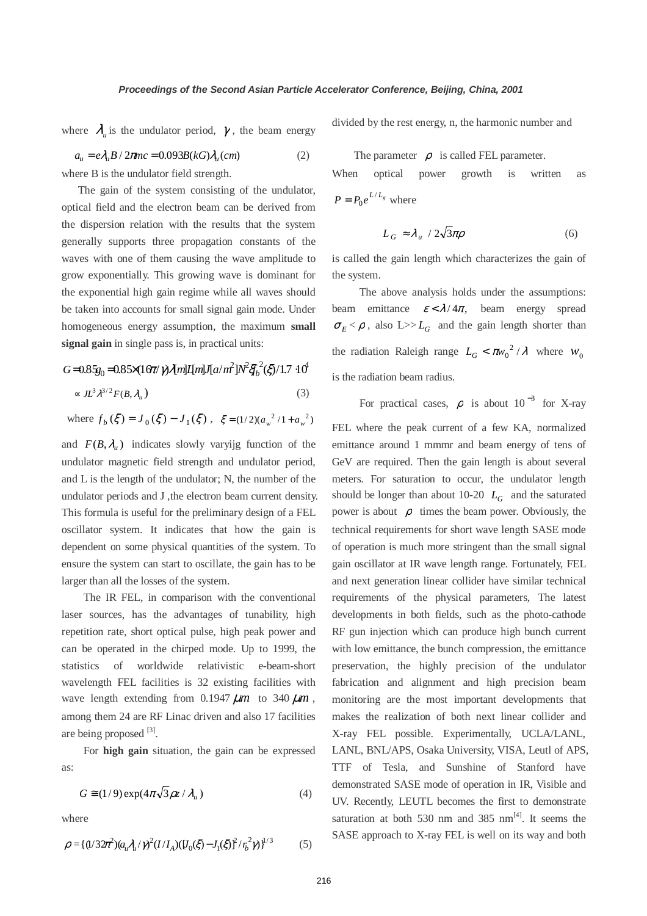where $\lambda_u$ is the undulator period, $\gamma$, the beam energy divided by the rest energy, n, the harmonic number and

$$a_u = e\lambda_u B / 2\pi mc = 0.093B(kG)\lambda_u(cm) \qquad (2)$$

where B is the undulator field strength.

The gain of the system consisting of the undulator, optical field and the electron beam can be derived from the dispersion relation with the results that the system generally supports three propagation constants of the waves with one of them causing the wave amplitude to grow exponentially. This growing wave is dominant for the exponential high gain regime while all waves should be taken into accounts for small signal gain mode. Under homogeneous energy assumption, the maximum **small signal gain** in single pass is, in practical units:

$$G = 0.85g_0 = 0.85\times(16\pi/\gamma)\lambda[m]L[m]J[a/m^2]N^2\xi f_b^2(\xi)/1.7\cdot 10^4$$

$$\propto JL^3\lambda^{3/2}F(B,\lambda_u) \qquad (3)$$

where $f_b(\xi) = J_0(\xi) - J_1(\xi)$, $\xi = (1/2)(a_w^2/1 + a_w^2)$

and $F(B,\lambda_u)$ indicates slowly varyijg function of the undulator magnetic field strength and undulator period, and L is the length of the undulator; N, the number of the undulator periods and J ,the electron beam current density. This formula is useful for the preliminary design of a FEL oscillator system. It indicates that how the gain is dependent on some physical quantities of the system. To ensure the system can start to oscillate, the gain has to be larger than all the losses of the system.

The IR FEL, in comparison with the conventional laser sources, has the advantages of tunability, high repetition rate, short optical pulse, high peak power and can be operated in the chirped mode. Up to 1999, the statistics of worldwide relativistic e-beam-short wavelength FEL facilities is 32 existing facilities with wave length extending from 0.1947 $\mu m$ to 340 $\mu m$, among them 24 are RF Linac driven and also 17 facilities are being proposed [3].

For **high gain** situation, the gain can be expressed as:

$$G \cong (1/9)\exp(4\pi\sqrt{3}\rho z/\lambda_u) \qquad (4)$$

where

$$\rho = \{(1/32\pi^2)(a_u\lambda_u/\gamma)^2(I/I_A)([J_0(\xi) - J_1(\xi)]^2/r_b^2\gamma)\}^{1/3} \qquad (5)$$

The parameter $\rho$ is called FEL parameter.

When optical power growth is written as $P = P_0 e^{L/L_g}$ where

$$L_G \approx \lambda_u / 2\sqrt{3}\pi\rho \qquad (6)$$

is called the gain length which characterizes the gain of the system.

The above analysis holds under the assumptions: beam emittance $\varepsilon < \lambda/4\pi$, beam energy spread $\sigma_E < \rho$, also L>> $L_G$ and the gain length shorter than the radiation Raleigh range $L_G < \pi w_0^2/\lambda$ where $w_0$ is the radiation beam radius.

For practical cases, $\rho$ is about $10^{-3}$ for X-ray FEL where the peak current of a few KA, normalized emittance around 1 mmmr and beam energy of tens of GeV are required. Then the gain length is about several meters. For saturation to occur, the undulator length should be longer than about 10-20 $L_G$ and the saturated power is about $\rho$ times the beam power. Obviously, the technical requirements for short wave length SASE mode of operation is much more stringent than the small signal gain oscillator at IR wave length range. Fortunately, FEL and next generation linear collider have similar technical requirements of the physical parameters, The latest developments in both fields, such as the photo-cathode RF gun injection which can produce high bunch current with low emittance, the bunch compression, the emittance preservation, the highly precision of the undulator fabrication and alignment and high precision beam monitoring are the most important developments that makes the realization of both next linear collider and X-ray FEL possible. Experimentally, UCLA/LANL, LANL, BNL/APS, Osaka University, VISA, Leutl of APS, TTF of Tesla, and Sunshine of Stanford have demonstrated SASE mode of operation in IR, Visible and UV. Recently, LEUTL becomes the first to demonstrate saturation at both 530 nm and 385 nm[4]. It seems the SASE approach to X-ray FEL is well on its way and both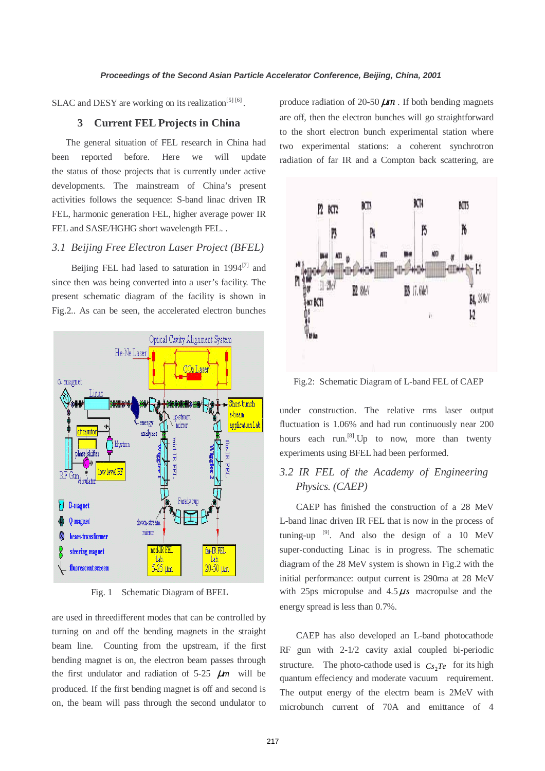SLAC and DESY are working on its realization[5] [6] .

## 3 Current FEL Projects in China

The general situation of FEL research in China had been reported before. Here we will update the status of those projects that is currently under active developments. The mainstream of China's present activities follows the sequence: S-band linac driven IR FEL, harmonic generation FEL, higher average power IR FEL and SASE/HGHG short wavelength FEL. .

### *3.1 Beijing Free Electron Laser Project (BFEL)*

Beijing FEL had lased to saturation in 1994[7] and since then was being converted into a user's facility. The present schematic diagram of the facility is shown in Fig.2.. As can be seen, the accelerated electron bunches

Fig. 1 Schematic Diagram of BFEL

are used in threedifferent modes that can be controlled by turning on and off the bending magnets in the straight beam line. Counting from the upstream, if the first bending magnet is on, the electron beam passes through the first undulator and radiation of 5-25 $\mu m$ will be produced. If the first bending magnet is off and second is on, the beam will pass through the second undulator to produce radiation of 20-50 $\mu m$ . If both bending magnets are off, then the electron bunches will go straightforward to the short electron bunch experimental station where two experimental stations: a coherent synchrotron radiation of far IR and a Compton back scattering, are

Fig.2: Schematic Diagram of L-band FEL of CAEP

under construction. The relative rms laser output fluctuation is 1.06% and had run continuously near 200 hours each run.[8].Up to now, more than twenty experiments using BFEL had been performed.

### *3.2 IR FEL of the Academy of Engineering Physics. (CAEP)*

CAEP has finished the construction of a 28 MeV L-band linac driven IR FEL that is now in the process of tuning-up [9]. And also the design of a 10 MeV super-conducting Linac is in progress. The schematic diagram of the 28 MeV system is shown in Fig.2 with the initial performance: output current is 290ma at 28 MeV with 25ps micropulse and 4.5$\mu s$ macropulse and the energy spread is less than 0.7%.

CAEP has also developed an L-band photocathode RF gun with 2-1/2 cavity axial coupled bi-periodic structure. The photo-cathode used is $Cs_2Te$ for its high quantum effeciency and moderate vacuum requirement. The output energy of the electrn beam is 2MeV with microbunch current of 70A and emittance of 4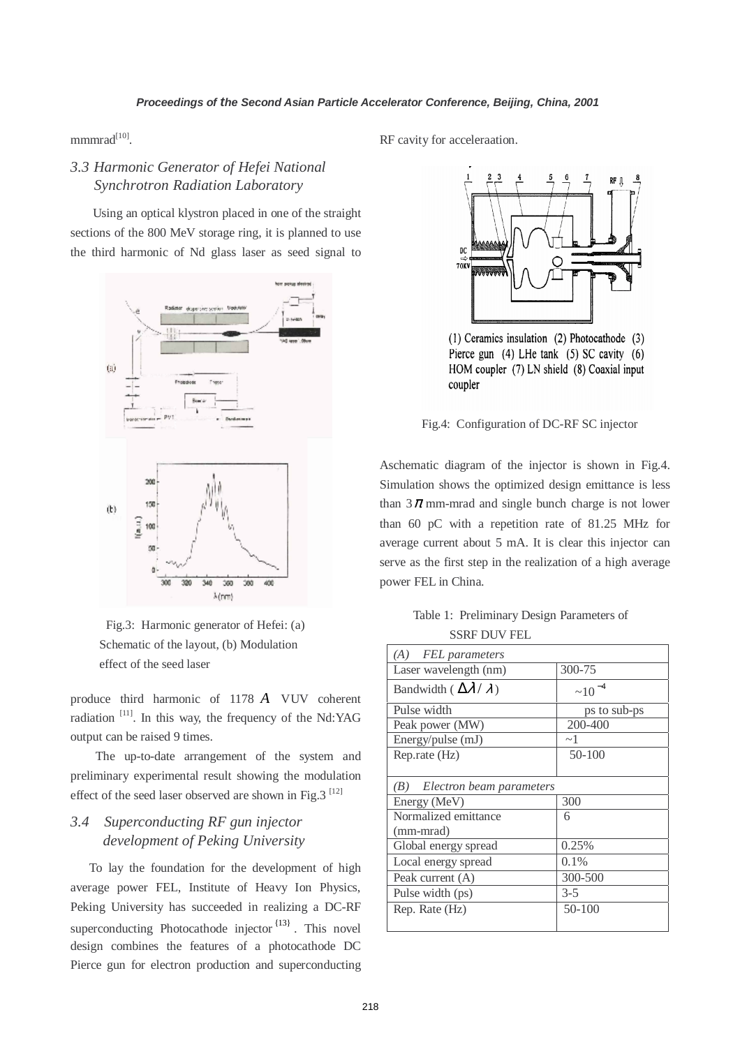mmmrad[10].

### 3.3 Harmonic Generator of Hefei National Synchrotron Radiation Laboratory

Using an optical klystron placed in one of the straight sections of the 800 MeV storage ring, it is planned to use the third harmonic of Nd glass laser as seed signal to produce third harmonic of 1178 $A$ VUV coherent radiation [11]. In this way, the frequency of the Nd:YAG output can be raised 9 times.

The up-to-date arrangement of the system and preliminary experimental result showing the modulation effect of the seed laser observed are shown in Fig.3 [12]

Fig.3: Harmonic generator of Hefei: (a) Schematic of the layout, (b) Modulation effect of the seed laser

### 3.4 Superconducting RF gun injector development of Peking University

To lay the foundation for the development of high average power FEL, Institute of Heavy Ion Physics, Peking University has succeeded in realizing a DC-RF superconducting Photocathode injector [13]. This novel design combines the features of a photocathode DC Pierce gun for electron production and superconducting RF cavity for acceleraation.

(1) Ceramics insulation (2) Photocathode (3) Pierce gun (4) LHe tank (5) SC cavity (6) HOM coupler (7) LN shield (8) Coaxial input coupler

Fig.4: Configuration of DC-RF SC injector

Aschematic diagram of the injector is shown in Fig.4. Simulation shows the optimized design emittance is less than $3\pi$ mm-mrad and single bunch charge is not lower than 60 pC with a repetition rate of 81.25 MHz for average current about 5 mA. It is clear this injector can serve as the first step in the realization of a high average power FEL in China.

Table 1: Preliminary Design Parameters of SSRF DUV FEL

| *(A) FEL parameters* | |
|---|---|
| Laser wavelength (nm) | 300-75 |
| Bandwidth ( $\Delta\lambda / \lambda$ ) | $\sim 10^{-4}$ |
| Pulse width | ps to sub-ps |
| Peak power (MW) | 200-400 |
| Energy/pulse (mJ) | ~1 |
| Rep.rate (Hz) | 50-100 |
| *(B) Electron beam parameters* | |
| Energy (MeV) | 300 |
| Normalized emittance (mm-mrad) | 6 |
| Global energy spread | 0.25% |
| Local energy spread | 0.1% |
| Peak current (A) | 300-500 |
| Pulse width (ps) | 3-5 |
| Rep. Rate (Hz) | 50-100 |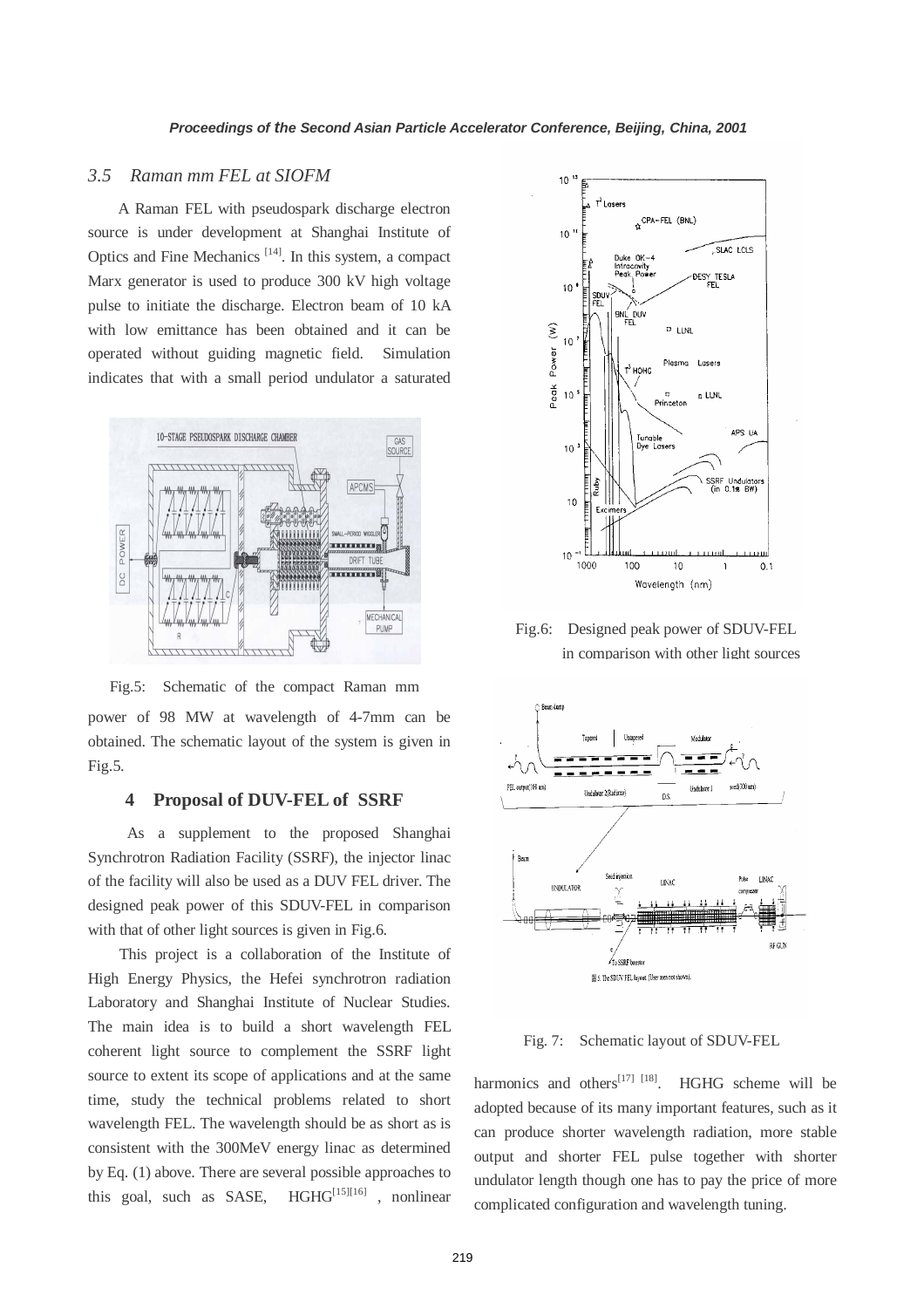### 3.5 Raman mm FEL at SIOFM

A Raman FEL with pseudospark discharge electron source is under development at Shanghai Institute of Optics and Fine Mechanics [14]. In this system, a compact Marx generator is used to produce 300 kV high voltage pulse to initiate the discharge. Electron beam of 10 kA with low emittance has been obtained and it can be operated without guiding magnetic field. Simulation indicates that with a small period undulator a saturated power of 98 MW at wavelength of 4-7mm can be obtained. The schematic layout of the system is given in Fig.5.

Fig.5: Schematic of the compact Raman mm

## 4 Proposal of DUV-FEL of SSRF

As a supplement to the proposed Shanghai Synchrotron Radiation Facility (SSRF), the injector linac of the facility will also be used as a DUV FEL driver. The designed peak power of this SDUV-FEL in comparison with that of other light sources is given in Fig.6.

This project is a collaboration of the Institute of High Energy Physics, the Hefei synchrotron radiation Laboratory and Shanghai Institute of Nuclear Studies. The main idea is to build a short wavelength FEL coherent light source to complement the SSRF light source to extent its scope of applications and at the same time, study the technical problems related to short wavelength FEL. The wavelength should be as short as is consistent with the 300MeV energy linac as determined by Eq. (1) above. There are several possible approaches to this goal, such as SASE, HGHG[15][16], nonlinear harmonics and others[17] [18]. HGHG scheme will be adopted because of its many important features, such as it can produce shorter wavelength radiation, more stable output and shorter FEL pulse together with shorter undulator length though one has to pay the price of more complicated configuration and wavelength tuning.

Fig.6: Designed peak power of SDUV-FEL in comparison with other light sources

Fig. 7: Schematic layout of SDUV-FEL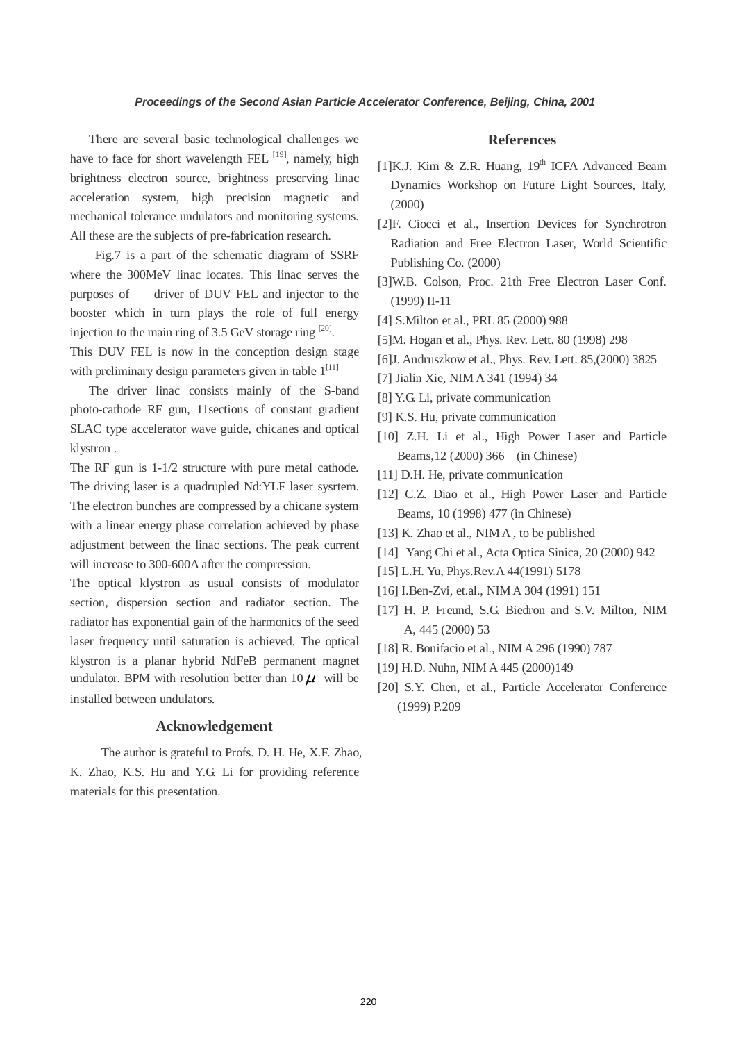There are several basic technological challenges we have to face for short wavelength FEL [19], namely, high brightness electron source, brightness preserving linac acceleration system, high precision magnetic and mechanical tolerance undulators and monitoring systems. All these are the subjects of pre-fabrication research.

Fig.7 is a part of the schematic diagram of SSRF where the 300MeV linac locates. This linac serves the purposes of driver of DUV FEL and injector to the booster which in turn plays the role of full energy injection to the main ring of 3.5 GeV storage ring [20].

This DUV FEL is now in the conception design stage with preliminary design parameters given in table 1[11]

The driver linac consists mainly of the S-band photo-cathode RF gun, 11sections of constant gradient SLAC type accelerator wave guide, chicanes and optical klystron .

The RF gun is 1-1/2 structure with pure metal cathode. The driving laser is a quadrupled Nd:YLF laser sysrtem. The electron bunches are compressed by a chicane system with a linear energy phase correlation achieved by phase adjustment between the linac sections. The peak current will increase to 300-600A after the compression.

The optical klystron as usual consists of modulator section, dispersion section and radiator section. The radiator has exponential gain of the harmonics of the seed laser frequency until saturation is achieved. The optical klystron is a planar hybrid NdFeB permanent magnet undulator. BPM with resolution better than 10 $\mu$ will be installed between undulators.

## Acknowledgement

The author is grateful to Profs. D. H. He, X.F. Zhao, K. Zhao, K.S. Hu and Y.G. Li for providing reference materials for this presentation.

## References

[1]K.J. Kim & Z.R. Huang, 19th ICFA Advanced Beam Dynamics Workshop on Future Light Sources, Italy, (2000)

[2]F. Ciocci et al., Insertion Devices for Synchrotron Radiation and Free Electron Laser, World Scientific Publishing Co. (2000)

[3]W.B. Colson, Proc. 21th Free Electron Laser Conf. (1999) II-11

[4] S.Milton et al., PRL 85 (2000) 988

[5]M. Hogan et al., Phys. Rev. Lett. 80 (1998) 298

[6]J. Andruszkow et al., Phys. Rev. Lett. 85,(2000) 3825

[7] Jialin Xie, NIM A 341 (1994) 34

[8] Y.G. Li, private communication

[9] K.S. Hu, private communication

[10] Z.H. Li et al., High Power Laser and Particle Beams,12 (2000) 366 (in Chinese)

[11] D.H. He, private communication

[12] C.Z. Diao et al., High Power Laser and Particle Beams, 10 (1998) 477 (in Chinese)

[13] K. Zhao et al., NIM A , to be published

[14] Yang Chi et al., Acta Optica Sinica, 20 (2000) 942

[15] L.H. Yu, Phys.Rev.A 44(1991) 5178

[16] I.Ben-Zvi, et.al., NIM A 304 (1991) 151

[17] H. P. Freund, S.G. Biedron and S.V. Milton, NIM A, 445 (2000) 53

[18] R. Bonifacio et al., NIM A 296 (1990) 787

[19] H.D. Nuhn, NIM A 445 (2000)149

[20] S.Y. Chen, et al., Particle Accelerator Conference (1999) P.209